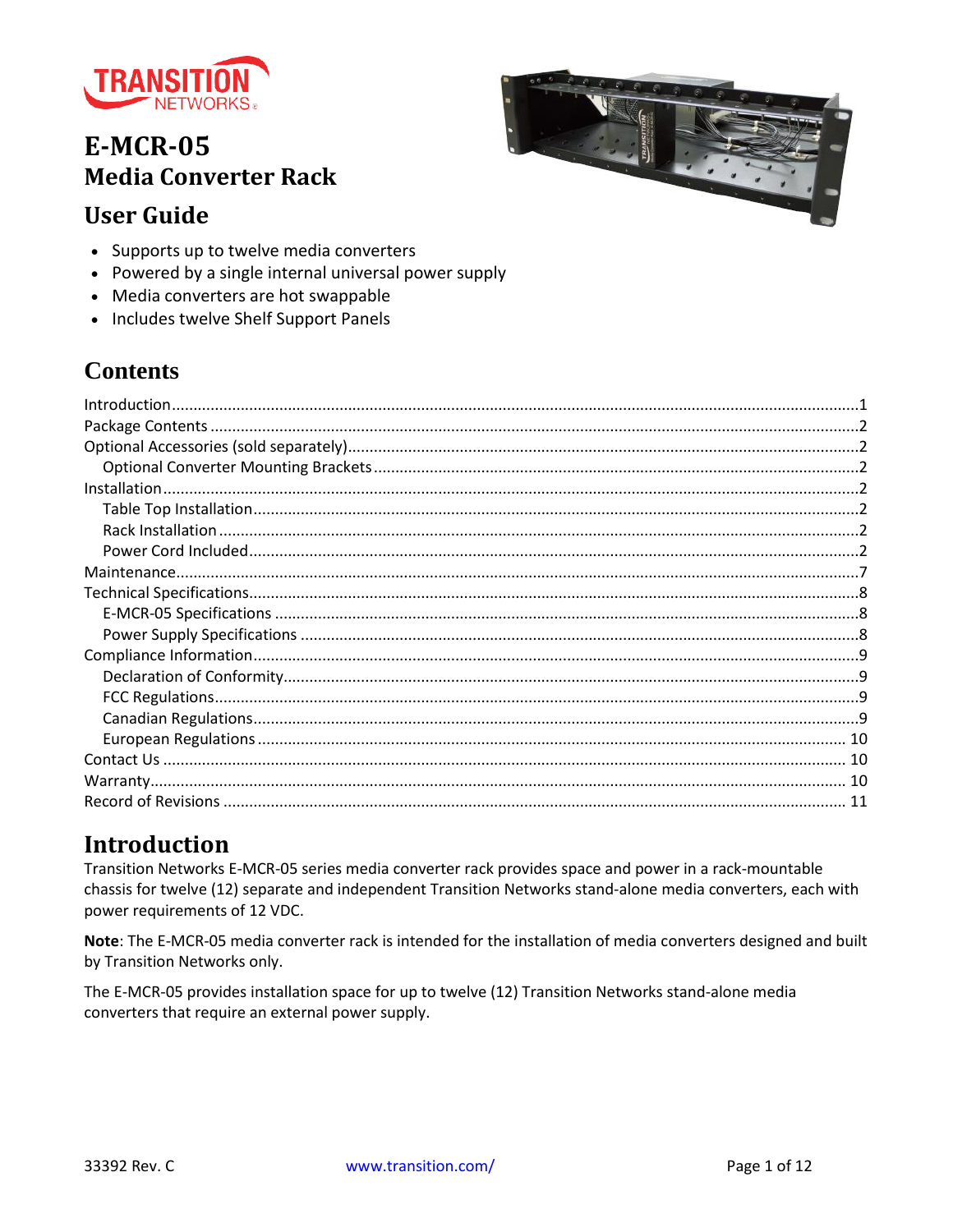# E-MCR-05
## Media Converter Rack
## User Guide

- Supports up to twelve media converters
- Powered by a single internal universal power supply
- Media converters are hot swappable
- Includes twelve Shelf Support Panels

## Contents

Introduction ........ 1
Package Contents ........ 2
Optional Accessories (sold separately) ........ 2
  Optional Converter Mounting Brackets ........ 2
Installation ........ 2
  Table Top Installation ........ 2
  Rack Installation ........ 2
  Power Cord Included ........ 2
Maintenance ........ 7
Technical Specifications ........ 8
  E-MCR-05 Specifications ........ 8
  Power Supply Specifications ........ 8
Compliance Information ........ 9
  Declaration of Conformity ........ 9
  FCC Regulations ........ 9
  Canadian Regulations ........ 9
  European Regulations ........ 10
Contact Us ........ 10
Warranty ........ 10
Record of Revisions ........ 11

## Introduction

Transition Networks E-MCR-05 series media converter rack provides space and power in a rack-mountable chassis for twelve (12) separate and independent Transition Networks stand-alone media converters, each with power requirements of 12 VDC.

**Note**: The E-MCR-05 media converter rack is intended for the installation of media converters designed and built by Transition Networks only.

The E-MCR-05 provides installation space for up to twelve (12) Transition Networks stand-alone media converters that require an external power supply.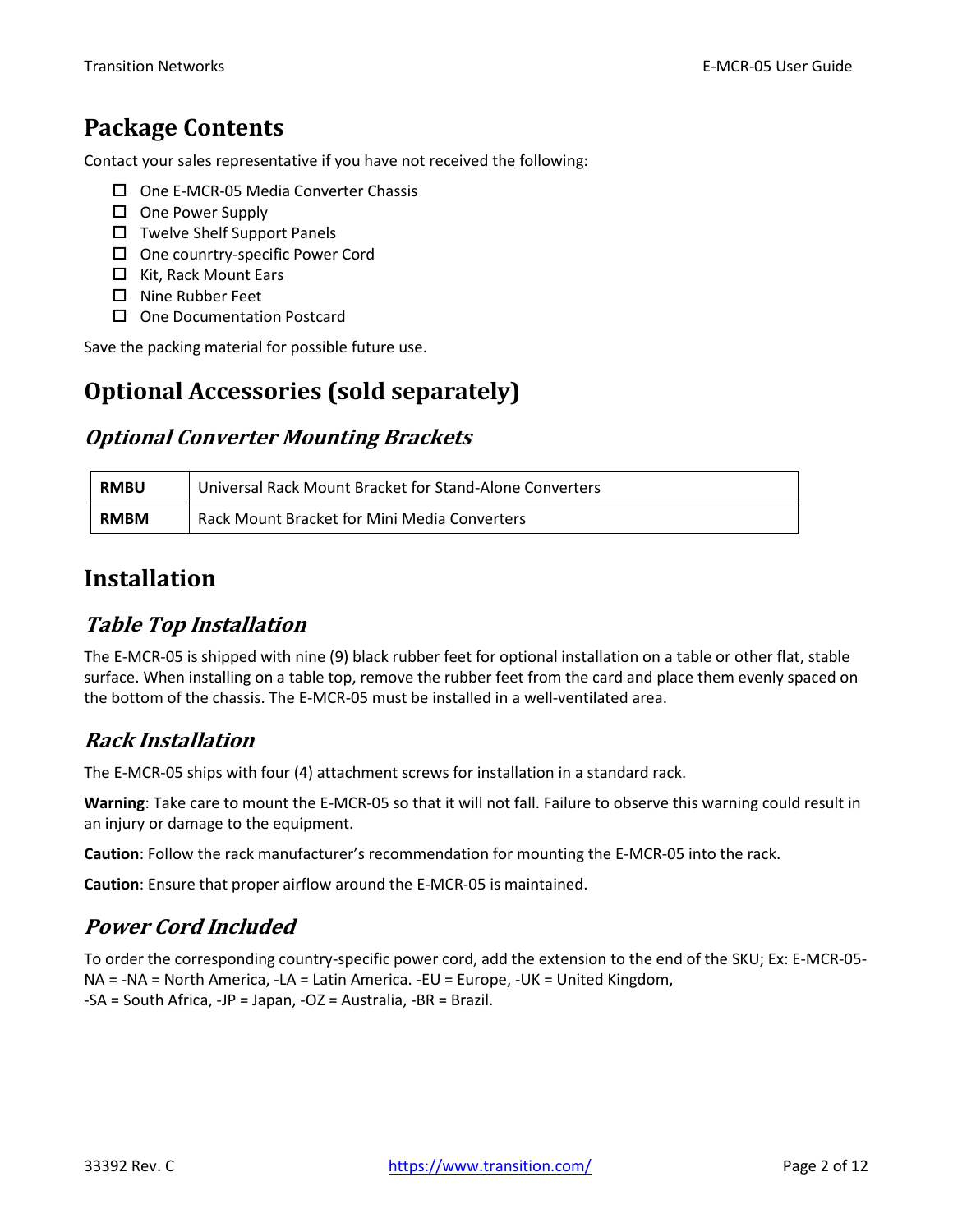## Package Contents

Contact your sales representative if you have not received the following:

- ☐ One E-MCR-05 Media Converter Chassis
- ☐ One Power Supply
- ☐ Twelve Shelf Support Panels
- ☐ One counrtry-specific Power Cord
- ☐ Kit, Rack Mount Ears
- ☐ Nine Rubber Feet
- ☐ One Documentation Postcard

Save the packing material for possible future use.

## Optional Accessories (sold separately)

### *Optional Converter Mounting Brackets*

| **RMBU** | Universal Rack Mount Bracket for Stand-Alone Converters |
|---|---|
| **RMBM** | Rack Mount Bracket for Mini Media Converters |

## Installation

### *Table Top Installation*

The E-MCR-05 is shipped with nine (9) black rubber feet for optional installation on a table or other flat, stable surface. When installing on a table top, remove the rubber feet from the card and place them evenly spaced on the bottom of the chassis. The E-MCR-05 must be installed in a well-ventilated area.

### *Rack Installation*

The E-MCR-05 ships with four (4) attachment screws for installation in a standard rack.

**Warning**: Take care to mount the E-MCR-05 so that it will not fall. Failure to observe this warning could result in an injury or damage to the equipment.

**Caution**: Follow the rack manufacturer's recommendation for mounting the E-MCR-05 into the rack.

**Caution**: Ensure that proper airflow around the E-MCR-05 is maintained.

### *Power Cord Included*

To order the corresponding country-specific power cord, add the extension to the end of the SKU; Ex: E-MCR-05-NA = -NA = North America, -LA = Latin America. -EU = Europe, -UK = United Kingdom, -SA = South Africa, -JP = Japan, -OZ = Australia, -BR = Brazil.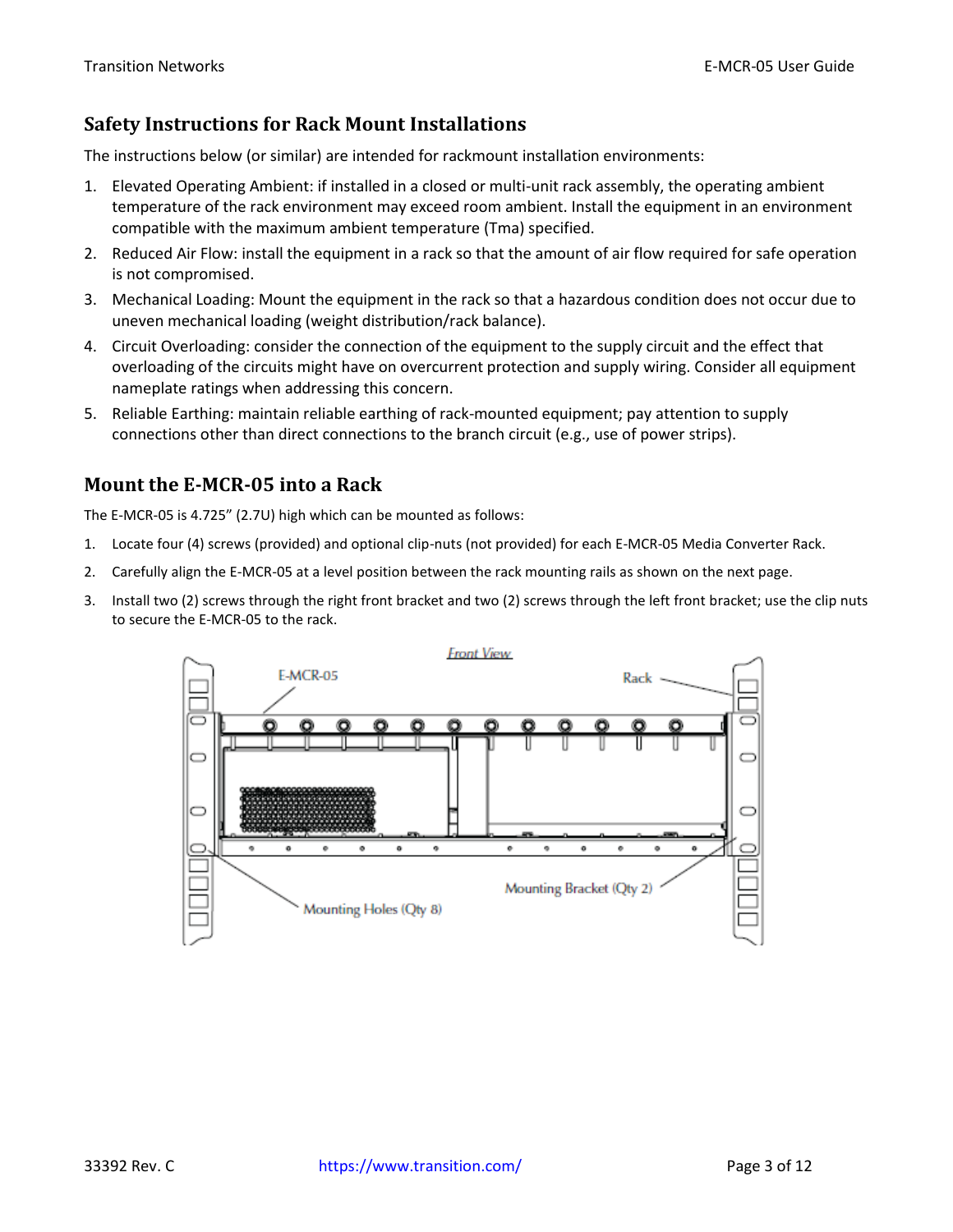## Safety Instructions for Rack Mount Installations

The instructions below (or similar) are intended for rackmount installation environments:

1. Elevated Operating Ambient: if installed in a closed or multi-unit rack assembly, the operating ambient temperature of the rack environment may exceed room ambient. Install the equipment in an environment compatible with the maximum ambient temperature (Tma) specified.
2. Reduced Air Flow: install the equipment in a rack so that the amount of air flow required for safe operation is not compromised.
3. Mechanical Loading: Mount the equipment in the rack so that a hazardous condition does not occur due to uneven mechanical loading (weight distribution/rack balance).
4. Circuit Overloading: consider the connection of the equipment to the supply circuit and the effect that overloading of the circuits might have on overcurrent protection and supply wiring. Consider all equipment nameplate ratings when addressing this concern.
5. Reliable Earthing: maintain reliable earthing of rack-mounted equipment; pay attention to supply connections other than direct connections to the branch circuit (e.g., use of power strips).

## Mount the E-MCR-05 into a Rack

The E-MCR-05 is 4.725" (2.7U) high which can be mounted as follows:

1. Locate four (4) screws (provided) and optional clip-nuts (not provided) for each E-MCR-05 Media Converter Rack.
2. Carefully align the E-MCR-05 at a level position between the rack mounting rails as shown on the next page.
3. Install two (2) screws through the right front bracket and two (2) screws through the left front bracket; use the clip nuts to secure the E-MCR-05 to the rack.

Front View

E-MCR-05

Rack

Mounting Holes (Qty 8)

Mounting Bracket (Qty 2)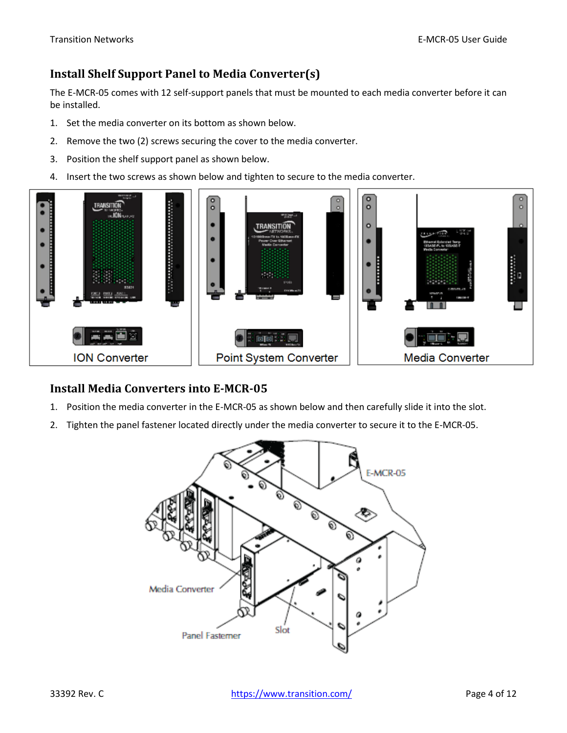## Install Shelf Support Panel to Media Converter(s)

The E-MCR-05 comes with 12 self-support panels that must be mounted to each media converter before it can be installed.

1. Set the media converter on its bottom as shown below.
2. Remove the two (2) screws securing the cover to the media converter.
3. Position the shelf support panel as shown below.
4. Insert the two screws as shown below and tighten to secure to the media converter.

ION Converter | Point System Converter | Media Converter

## Install Media Converters into E-MCR-05

1. Position the media converter in the E-MCR-05 as shown below and then carefully slide it into the slot.
2. Tighten the panel fastener located directly under the media converter to secure it to the E-MCR-05.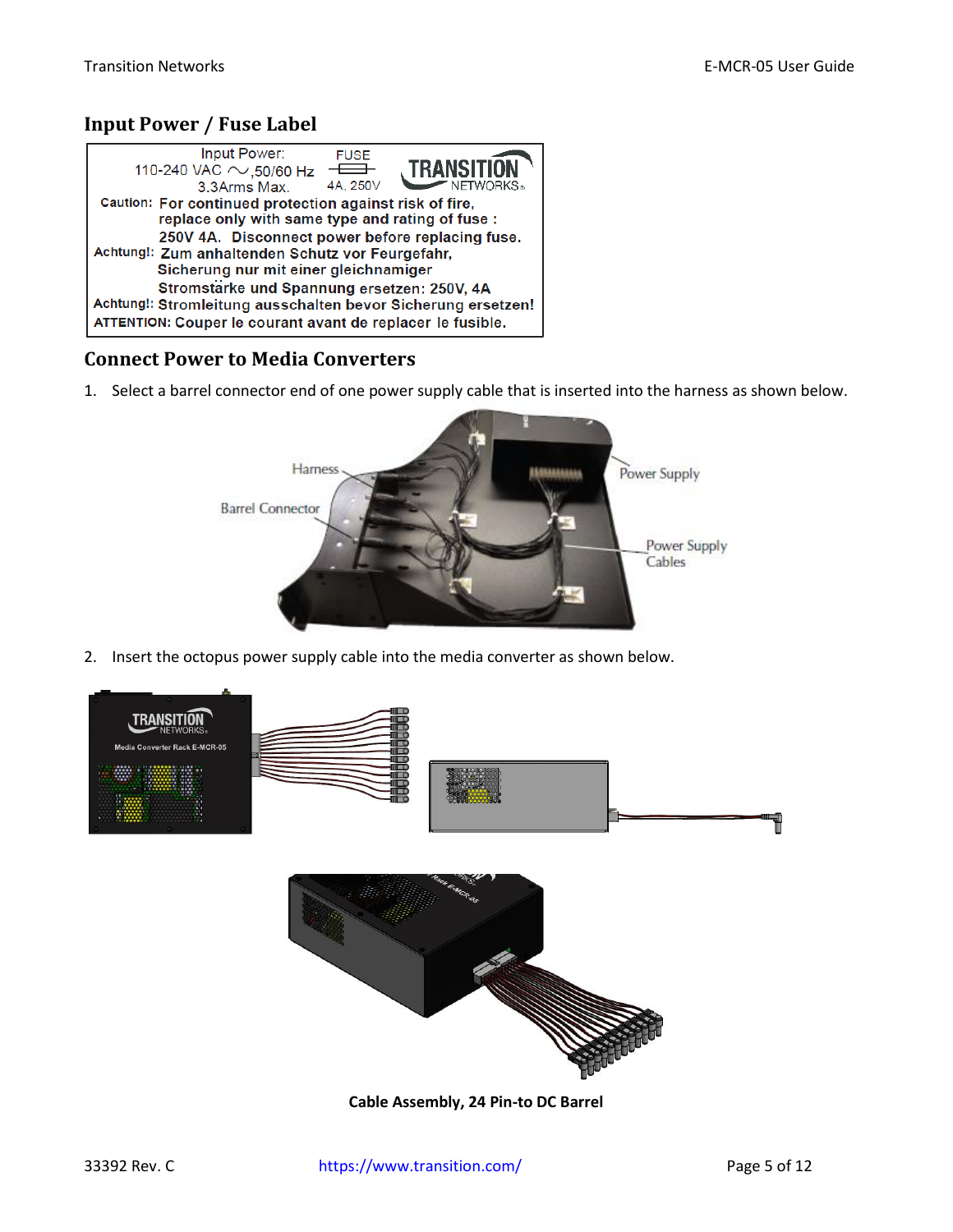## Input Power / Fuse Label

Input Power:
110-240 VAC ∿,50/60 Hz
3.3Arms Max.

FUSE
4A, 250V

TRANSITION NETWORKS

**Caution:** For continued protection against risk of fire, replace only with same type and rating of fuse : 250V 4A. Disconnect power before replacing fuse.

**Achtung!:** Zum anhaltenden Schutz vor Feurgefahr, Sicherung nur mit einer gleichnamiger Stromstärke und Spannung ersetzen: 250V, 4A

**Achtung!:** Stromleitung ausschalten bevor Sicherung ersetzen!

**ATTENTION:** Couper le courant avant de replacer le fusible.

## Connect Power to Media Converters

1. Select a barrel connector end of one power supply cable that is inserted into the harness as shown below.

Harness

Barrel Connector

Power Supply

Power Supply Cables

2. Insert the octopus power supply cable into the media converter as shown below.

**Cable Assembly, 24 Pin-to DC Barrel**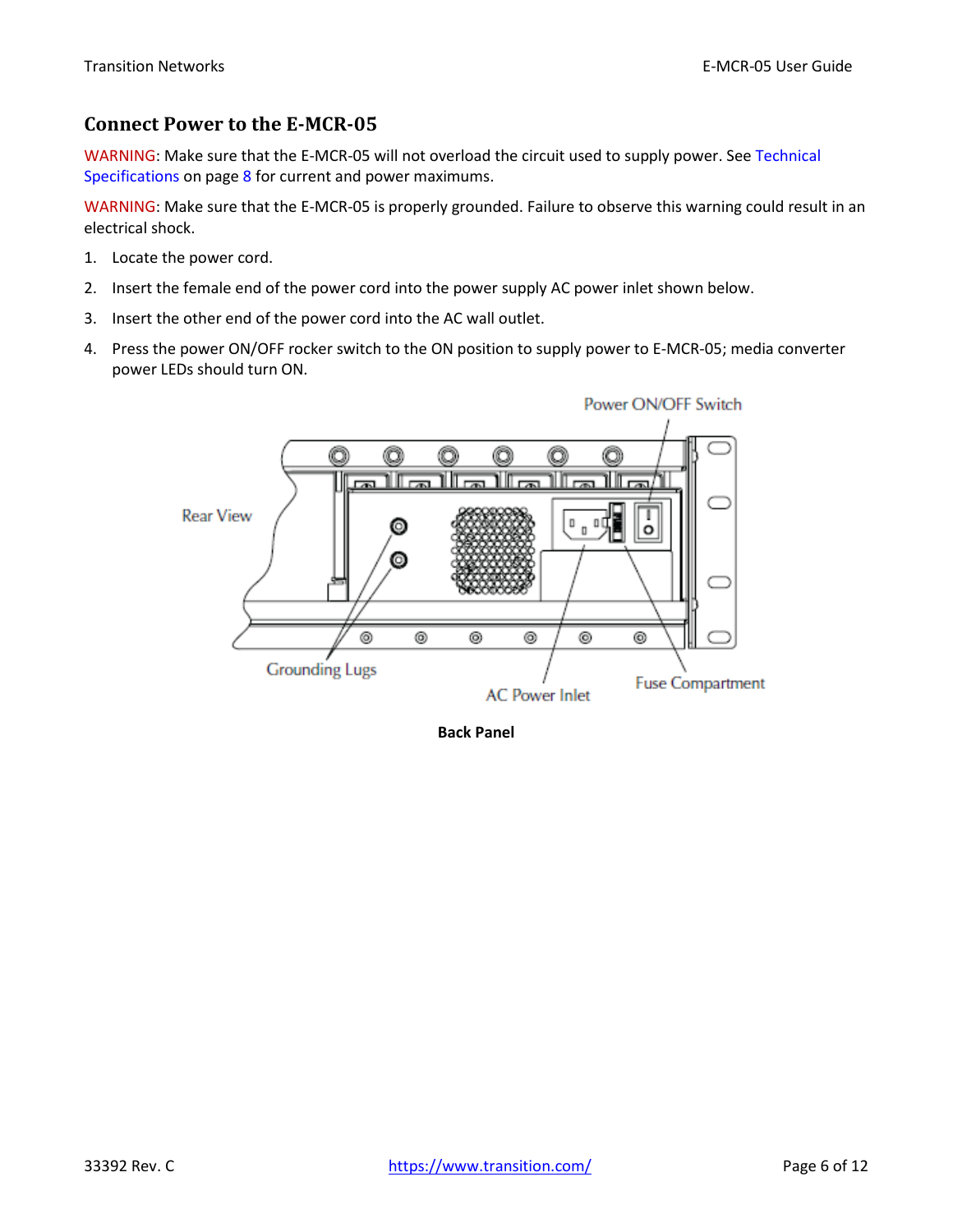## Connect Power to the E-MCR-05

WARNING: Make sure that the E-MCR-05 will not overload the circuit used to supply power. See Technical Specifications on page 8 for current and power maximums.

WARNING: Make sure that the E-MCR-05 is properly grounded. Failure to observe this warning could result in an electrical shock.

1. Locate the power cord.
2. Insert the female end of the power cord into the power supply AC power inlet shown below.
3. Insert the other end of the power cord into the AC wall outlet.
4. Press the power ON/OFF rocker switch to the ON position to supply power to E-MCR-05; media converter power LEDs should turn ON.

Power ON/OFF Switch

Rear View

Grounding Lugs

AC Power Inlet

Fuse Compartment

**Back Panel**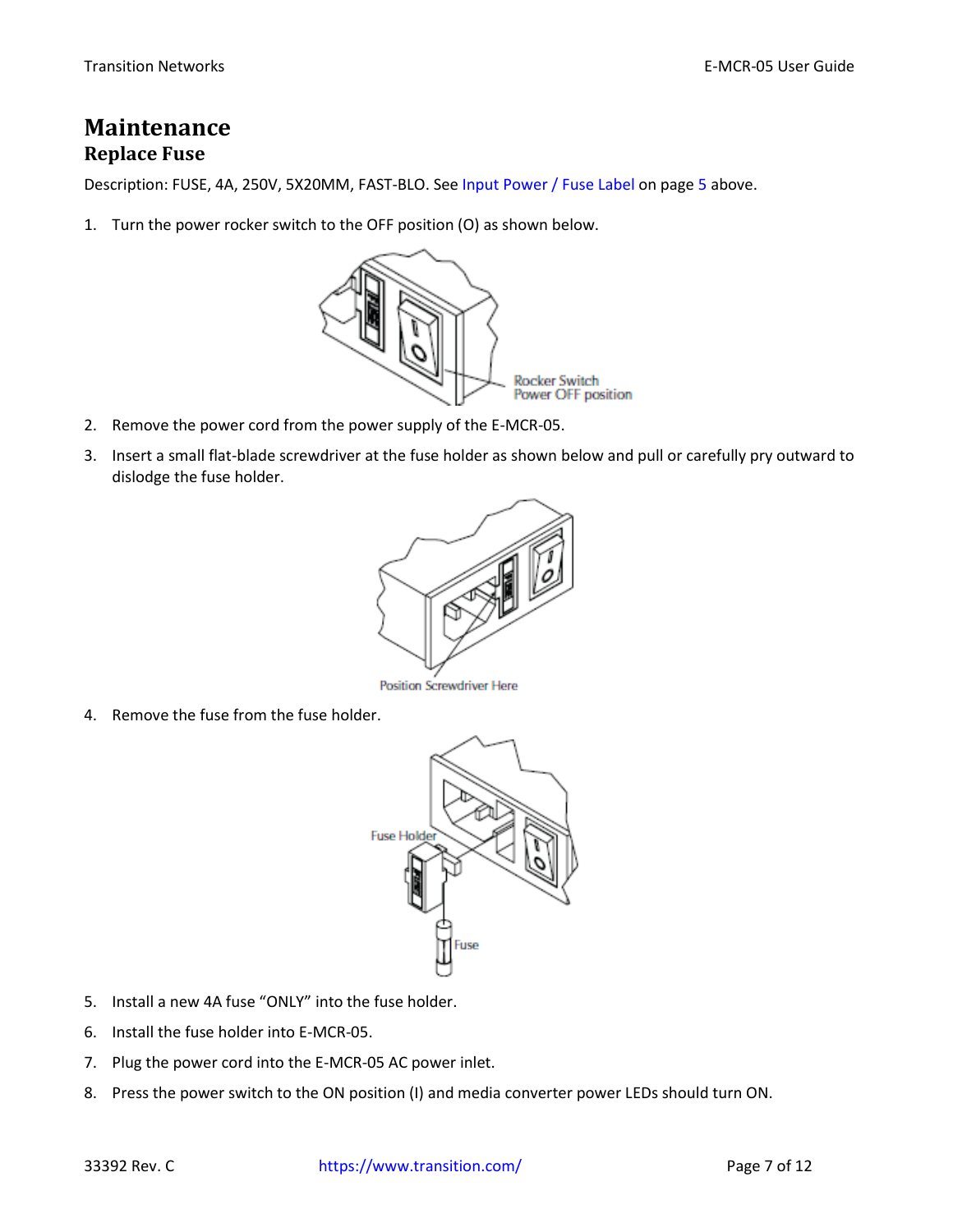# Maintenance

## Replace Fuse

Description: FUSE, 4A, 250V, 5X20MM, FAST-BLO. See Input Power / Fuse Label on page 5 above.

1. Turn the power rocker switch to the OFF position (O) as shown below.

   Rocker Switch
   Power OFF position

2. Remove the power cord from the power supply of the E-MCR-05.
3. Insert a small flat-blade screwdriver at the fuse holder as shown below and pull or carefully pry outward to dislodge the fuse holder.

   Position Screwdriver Here

4. Remove the fuse from the fuse holder.

   Fuse Holder
   Fuse

5. Install a new 4A fuse "ONLY" into the fuse holder.
6. Install the fuse holder into E-MCR-05.
7. Plug the power cord into the E-MCR-05 AC power inlet.
8. Press the power switch to the ON position (I) and media converter power LEDs should turn ON.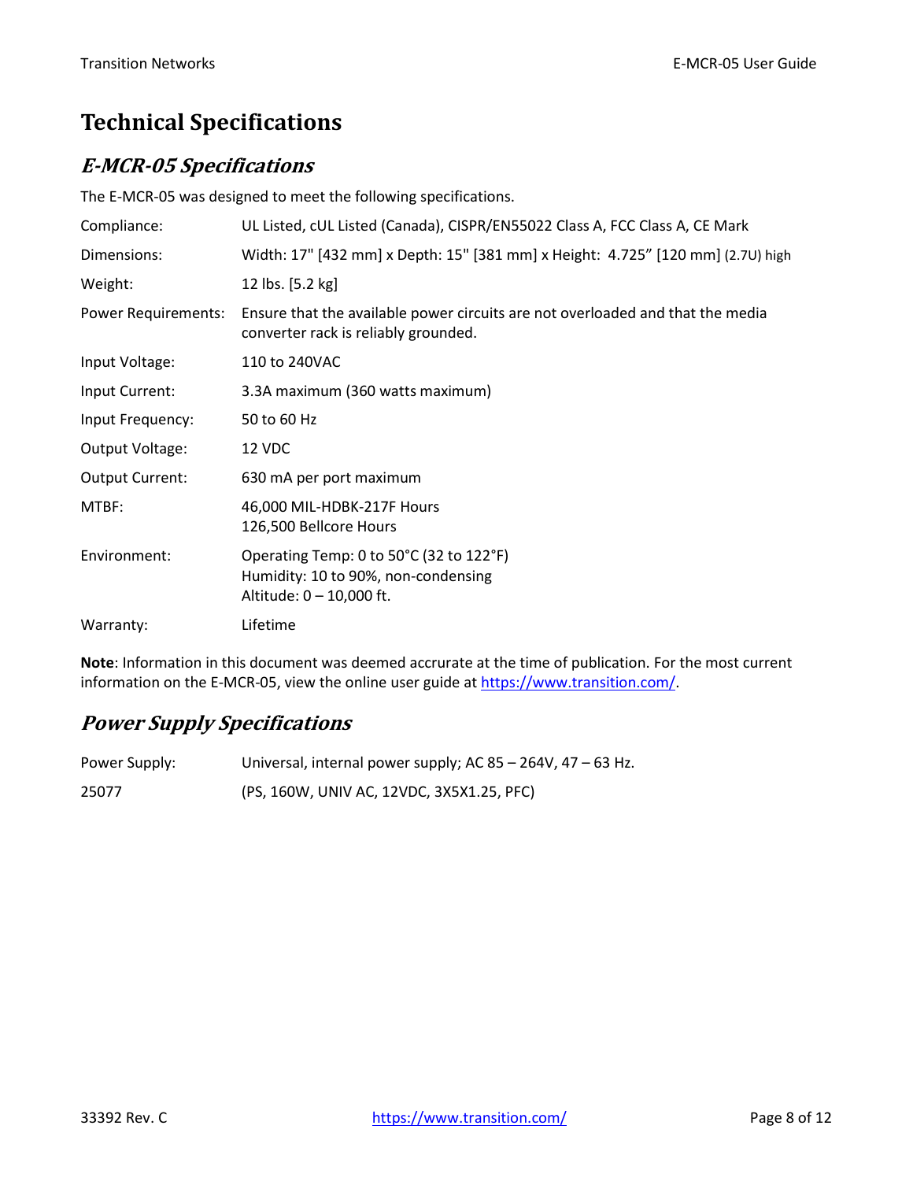# Technical Specifications

## *E-MCR-05 Specifications*

The E-MCR-05 was designed to meet the following specifications.

| | |
|---|---|
| Compliance: | UL Listed, cUL Listed (Canada), CISPR/EN55022 Class A, FCC Class A, CE Mark |
| Dimensions: | Width: 17" [432 mm] x Depth: 15" [381 mm] x Height: 4.725" [120 mm] (2.7U) high |
| Weight: | 12 lbs. [5.2 kg] |
| Power Requirements: | Ensure that the available power circuits are not overloaded and that the media converter rack is reliably grounded. |
| Input Voltage: | 110 to 240VAC |
| Input Current: | 3.3A maximum (360 watts maximum) |
| Input Frequency: | 50 to 60 Hz |
| Output Voltage: | 12 VDC |
| Output Current: | 630 mA per port maximum |
| MTBF: | 46,000 MIL-HDBK-217F Hours<br>126,500 Bellcore Hours |
| Environment: | Operating Temp: 0 to 50°C (32 to 122°F)<br>Humidity: 10 to 90%, non-condensing<br>Altitude: 0 – 10,000 ft. |
| Warranty: | Lifetime |

**Note**: Information in this document was deemed accrurate at the time of publication. For the most current information on the E-MCR-05, view the online user guide at https://www.transition.com/.

## *Power Supply Specifications*

| | |
|---|---|
| Power Supply: | Universal, internal power supply; AC 85 – 264V, 47 – 63 Hz. |
| 25077 | (PS, 160W, UNIV AC, 12VDC, 3X5X1.25, PFC) |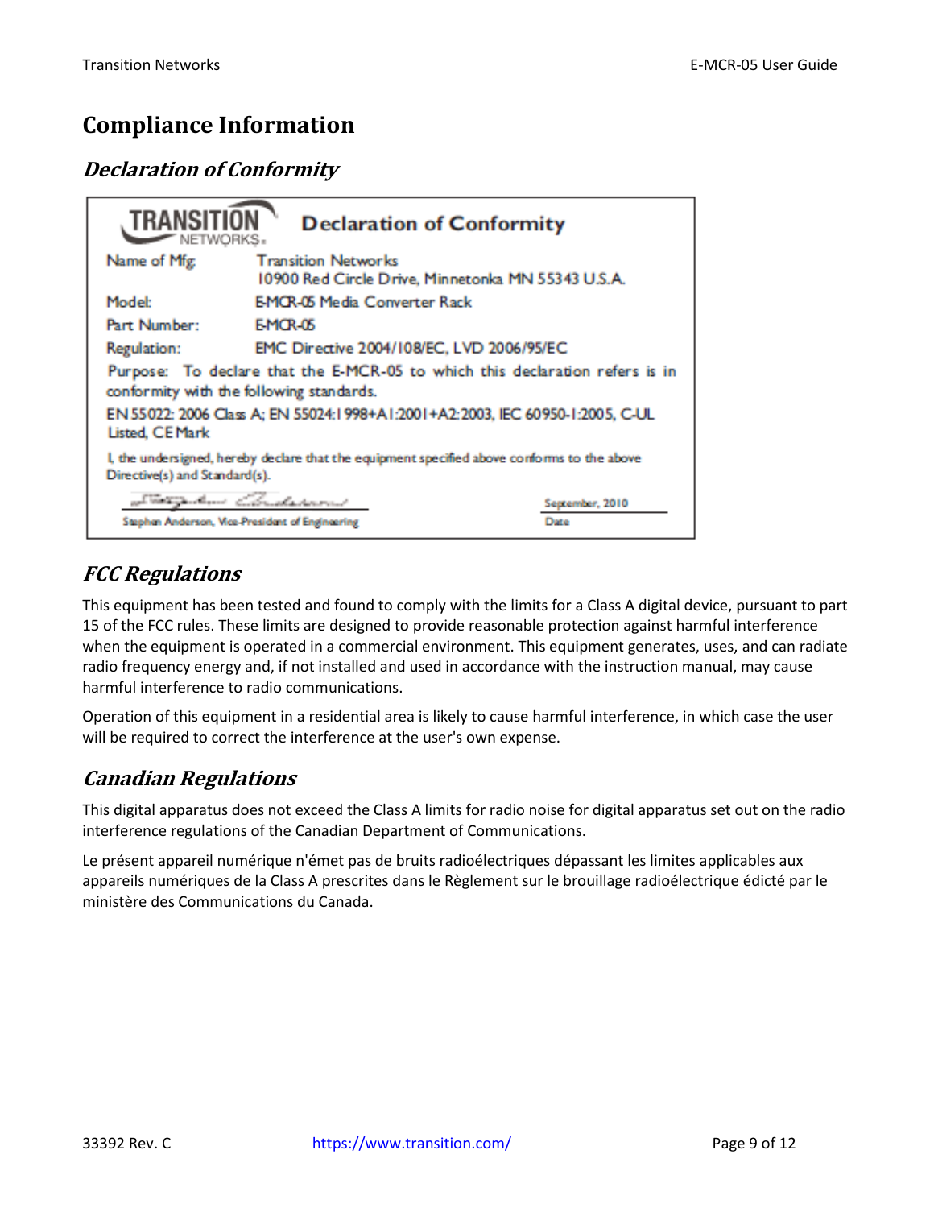# Compliance Information

## Declaration of Conformity

**TRANSITION NETWORKS** — **Declaration of Conformity**

| | |
|---|---|
| Name of Mfg | Transition Networks<br>10900 Red Circle Drive, Minnetonka MN 55343 U.S.A. |
| Model: | E-MCR-05 Media Converter Rack |
| Part Number: | E-MCR-05 |
| Regulation: | EMC Directive 2004/108/EC, LVD 2006/95/EC |

Purpose: To declare that the E-MCR-05 to which this declaration refers is in conformity with the following standards.

EN 55022: 2006 Class A; EN 55024:1998+A1:2001+A2:2003, IEC 60950-1:2005, C-UL Listed, CE Mark

I, the undersigned, hereby declare that the equipment specified above conforms to the above Directive(s) and Standard(s).

Stephen Anderson, Vice-President of Engineering — September, 2010 (Date)

## FCC Regulations

This equipment has been tested and found to comply with the limits for a Class A digital device, pursuant to part 15 of the FCC rules. These limits are designed to provide reasonable protection against harmful interference when the equipment is operated in a commercial environment. This equipment generates, uses, and can radiate radio frequency energy and, if not installed and used in accordance with the instruction manual, may cause harmful interference to radio communications.

Operation of this equipment in a residential area is likely to cause harmful interference, in which case the user will be required to correct the interference at the user's own expense.

## Canadian Regulations

This digital apparatus does not exceed the Class A limits for radio noise for digital apparatus set out on the radio interference regulations of the Canadian Department of Communications.

Le présent appareil numérique n'émet pas de bruits radioélectriques dépassant les limites applicables aux appareils numériques de la Class A prescrites dans le Règlement sur le brouillage radioélectrique édicté par le ministère des Communications du Canada.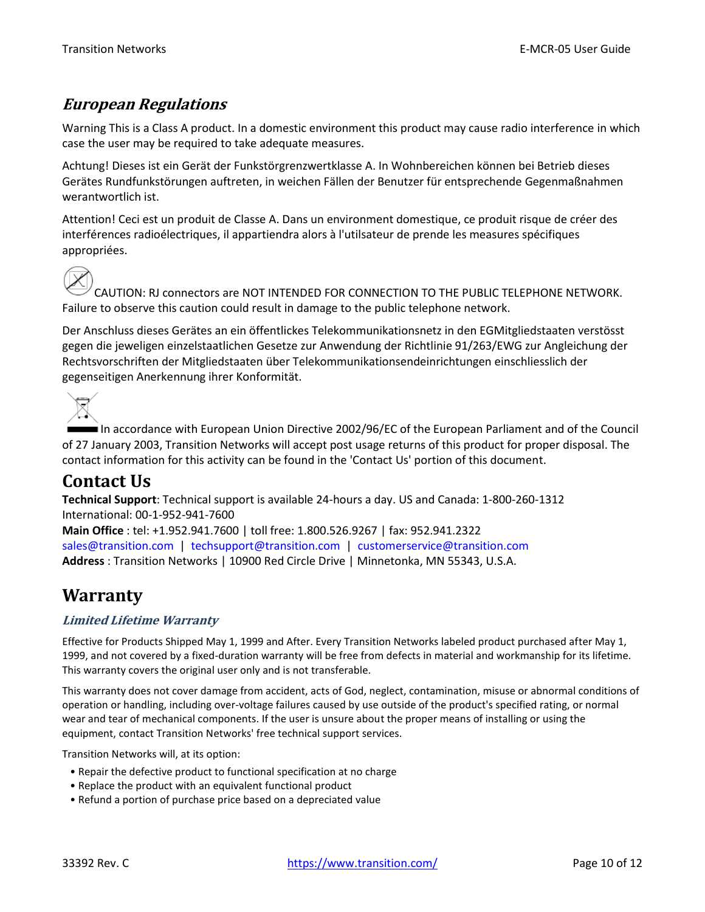## *European Regulations*

Warning This is a Class A product. In a domestic environment this product may cause radio interference in which case the user may be required to take adequate measures.

Achtung! Dieses ist ein Gerät der Funkstörgrenzwertklasse A. In Wohnbereichen können bei Betrieb dieses Gerätes Rundfunkstörungen auftreten, in weichen Fällen der Benutzer für entsprechende Gegenmaßnahmen werantwortlich ist.

Attention! Ceci est un produit de Classe A. Dans un environment domestique, ce produit risque de créer des interférences radioélectriques, il appartiendra alors à l'utilsateur de prende les measures spécifiques appropriées.

CAUTION: RJ connectors are NOT INTENDED FOR CONNECTION TO THE PUBLIC TELEPHONE NETWORK. Failure to observe this caution could result in damage to the public telephone network.

Der Anschluss dieses Gerätes an ein öffentlickes Telekommunikationsnetz in den EGMitgliedstaaten verstösst gegen die jeweligen einzelstaatlichen Gesetze zur Anwendung der Richtlinie 91/263/EWG zur Angleichung der Rechtsvorschriften der Mitgliedstaaten über Telekommunikationsendeinrichtungen einschliesslich der gegenseitigen Anerkennung ihrer Konformität.

In accordance with European Union Directive 2002/96/EC of the European Parliament and of the Council of 27 January 2003, Transition Networks will accept post usage returns of this product for proper disposal. The contact information for this activity can be found in the 'Contact Us' portion of this document.

# Contact Us

**Technical Support**: Technical support is available 24-hours a day. US and Canada: 1-800-260-1312
International: 00-1-952-941-7600
**Main Office** : tel: +1.952.941.7600 | toll free: 1.800.526.9267 | fax: 952.941.2322
sales@transition.com | techsupport@transition.com | customerservice@transition.com
**Address** : Transition Networks | 10900 Red Circle Drive | Minnetonka, MN 55343, U.S.A.

# Warranty

### *Limited Lifetime Warranty*

Effective for Products Shipped May 1, 1999 and After. Every Transition Networks labeled product purchased after May 1, 1999, and not covered by a fixed-duration warranty will be free from defects in material and workmanship for its lifetime. This warranty covers the original user only and is not transferable.

This warranty does not cover damage from accident, acts of God, neglect, contamination, misuse or abnormal conditions of operation or handling, including over-voltage failures caused by use outside of the product's specified rating, or normal wear and tear of mechanical components. If the user is unsure about the proper means of installing or using the equipment, contact Transition Networks' free technical support services.

Transition Networks will, at its option:

- Repair the defective product to functional specification at no charge
- Replace the product with an equivalent functional product
- Refund a portion of purchase price based on a depreciated value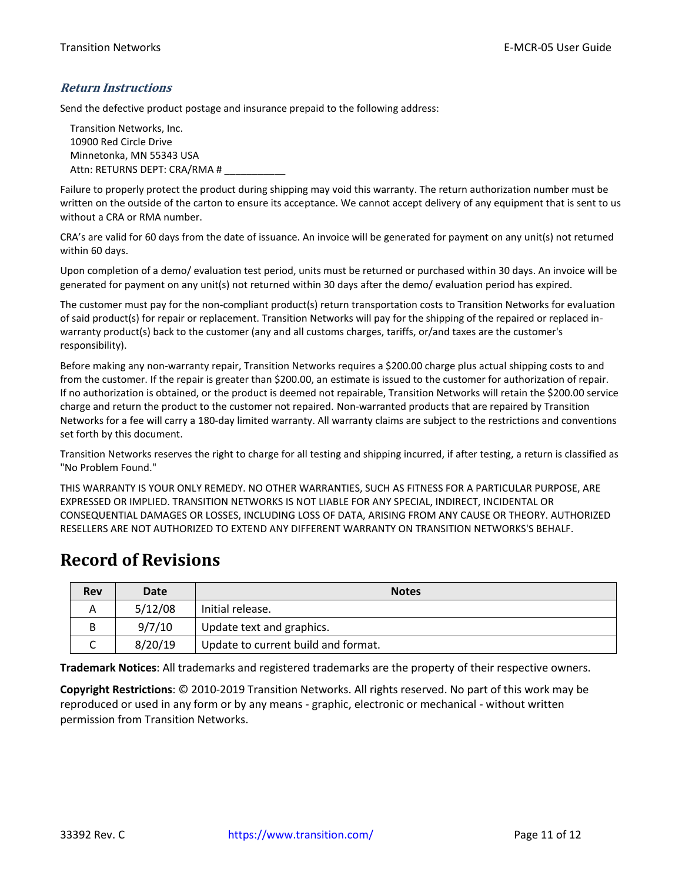### *Return Instructions*

Send the defective product postage and insurance prepaid to the following address:

Transition Networks, Inc.
10900 Red Circle Drive
Minnetonka, MN 55343 USA
Attn: RETURNS DEPT: CRA/RMA # ___________

Failure to properly protect the product during shipping may void this warranty. The return authorization number must be written on the outside of the carton to ensure its acceptance. We cannot accept delivery of any equipment that is sent to us without a CRA or RMA number.

CRA's are valid for 60 days from the date of issuance. An invoice will be generated for payment on any unit(s) not returned within 60 days.

Upon completion of a demo/ evaluation test period, units must be returned or purchased within 30 days. An invoice will be generated for payment on any unit(s) not returned within 30 days after the demo/ evaluation period has expired.

The customer must pay for the non-compliant product(s) return transportation costs to Transition Networks for evaluation of said product(s) for repair or replacement. Transition Networks will pay for the shipping of the repaired or replaced in-warranty product(s) back to the customer (any and all customs charges, tariffs, or/and taxes are the customer's responsibility).

Before making any non-warranty repair, Transition Networks requires a $200.00 charge plus actual shipping costs to and from the customer. If the repair is greater than $200.00, an estimate is issued to the customer for authorization of repair. If no authorization is obtained, or the product is deemed not repairable, Transition Networks will retain the $200.00 service charge and return the product to the customer not repaired. Non-warranted products that are repaired by Transition Networks for a fee will carry a 180-day limited warranty. All warranty claims are subject to the restrictions and conventions set forth by this document.

Transition Networks reserves the right to charge for all testing and shipping incurred, if after testing, a return is classified as "No Problem Found."

THIS WARRANTY IS YOUR ONLY REMEDY. NO OTHER WARRANTIES, SUCH AS FITNESS FOR A PARTICULAR PURPOSE, ARE EXPRESSED OR IMPLIED. TRANSITION NETWORKS IS NOT LIABLE FOR ANY SPECIAL, INDIRECT, INCIDENTAL OR CONSEQUENTIAL DAMAGES OR LOSSES, INCLUDING LOSS OF DATA, ARISING FROM ANY CAUSE OR THEORY. AUTHORIZED RESELLERS ARE NOT AUTHORIZED TO EXTEND ANY DIFFERENT WARRANTY ON TRANSITION NETWORKS'S BEHALF.

# Record of Revisions

| Rev | Date | Notes |
|---|---|---|
| A | 5/12/08 | Initial release. |
| B | 9/7/10 | Update text and graphics. |
| C | 8/20/19 | Update to current build and format. |

**Trademark Notices**: All trademarks and registered trademarks are the property of their respective owners.

**Copyright Restrictions**: © 2010-2019 Transition Networks. All rights reserved. No part of this work may be reproduced or used in any form or by any means - graphic, electronic or mechanical - without written permission from Transition Networks.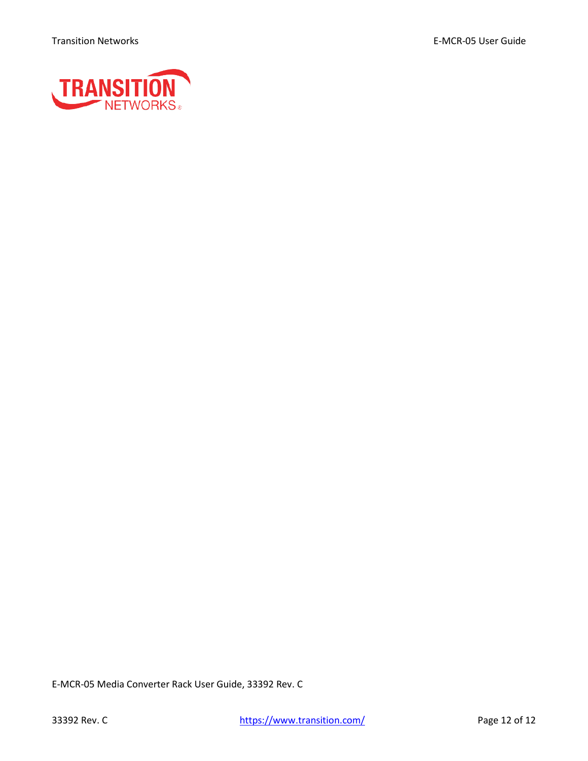TRANSITION NETWORKS®

E-MCR-05 Media Converter Rack User Guide, 33392 Rev. C